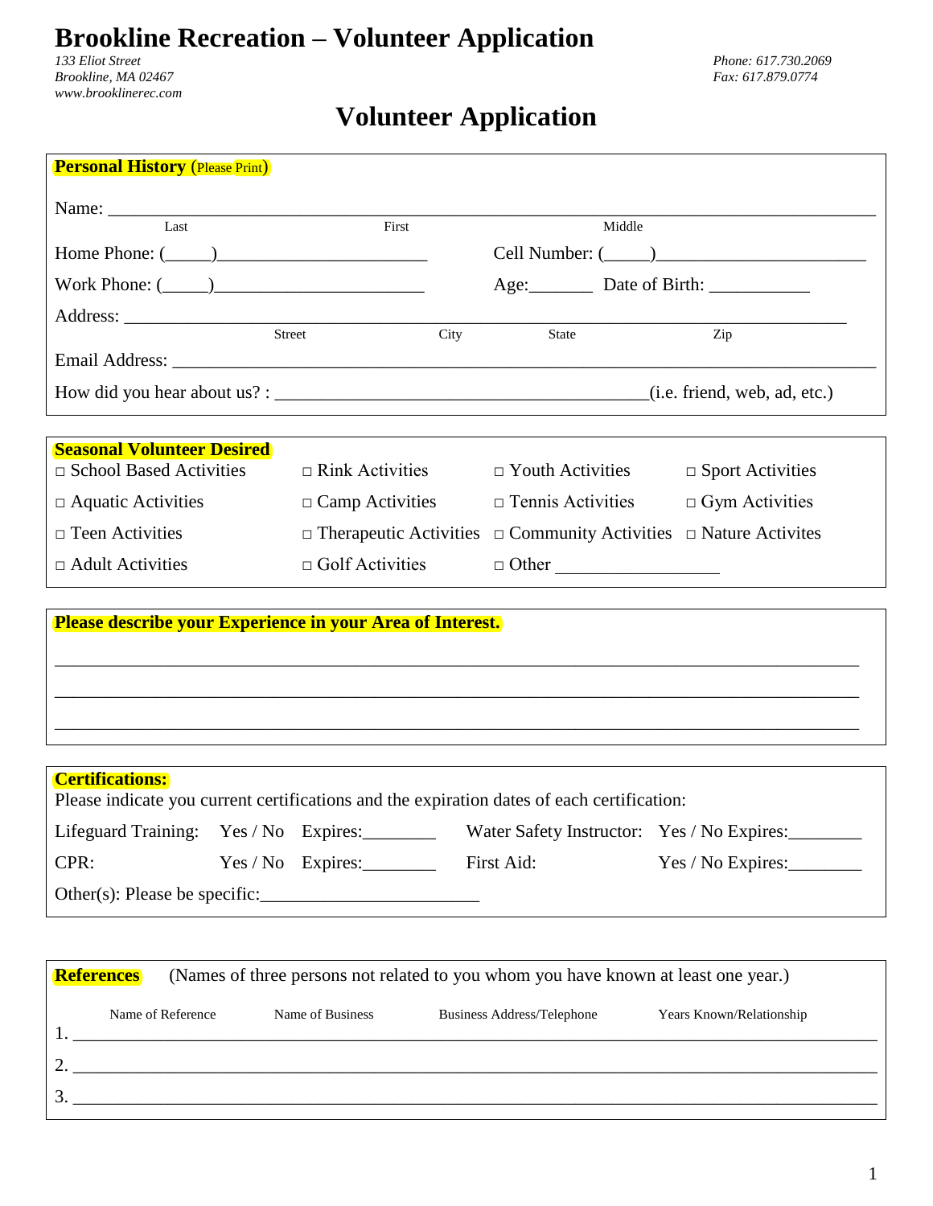# Brookline Recreation – Volunteer Application

*133 Eliot Street*
*Brookline, MA 02467*
*www.brooklinerec.com*

*Phone: 617.730.2069*
*Fax: 617.879.0774*

## Volunteer Application

### Personal History (Please Print)

Name: ______________________________________________________________
Last First Middle

Home Phone: (_____)______________________ Cell Number: (_____)______________________

Work Phone: (_____)______________________ Age:_______ Date of Birth: ___________

Address: ______________________________________________________________
Street City State Zip

Email Address: ______________________________________________________________

How did you hear about us? : ________________________________________(i.e. friend, web, ad, etc.)

### Seasonal Volunteer Desired

| | | | |
|---|---|---|---|
| □ School Based Activities | □ Rink Activities | □ Youth Activities | □ Sport Activities |
| □ Aquatic Activities | □ Camp Activities | □ Tennis Activities | □ Gym Activities |
| □ Teen Activities | □ Therapeutic Activities | □ Community Activities | □ Nature Activites |
| □ Adult Activities | □ Golf Activities | □ Other _________________ | |

### Please describe your Experience in your Area of Interest.

______________________________________________________________

______________________________________________________________

______________________________________________________________

### Certifications:

Please indicate you current certifications and the expiration dates of each certification:

| | | | | |
|---|---|---|---|---|
| Lifeguard Training: | Yes / No | Expires:________ | Water Safety Instructor: | Yes / No Expires:________ |
| CPR: | Yes / No | Expires:________ | First Aid: | Yes / No Expires:________ |

Other(s): Please be specific:________________________

### References

(Names of three persons not related to you whom you have known at least one year.)

| | Name of Reference | Name of Business | Business Address/Telephone | Years Known/Relationship |
|---|---|---|---|---|
| 1. | | | | |
| 2. | | | | |
| 3. | | | | |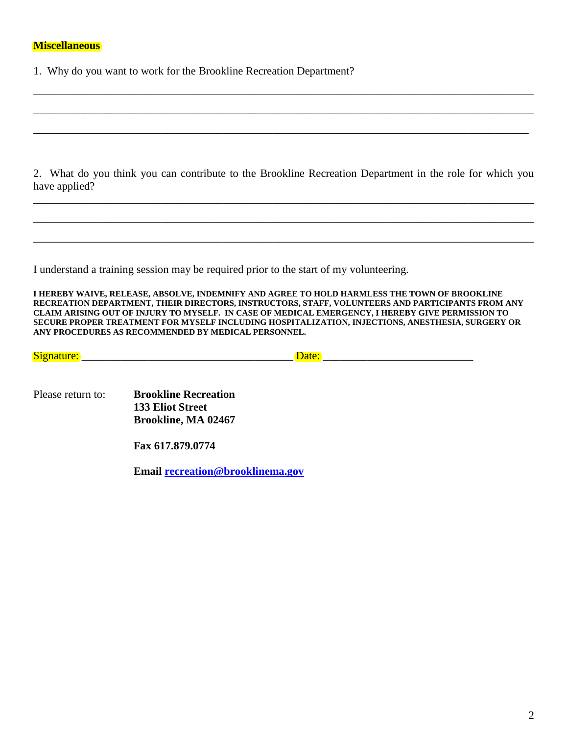**Miscellaneous**

1. Why do you want to work for the Brookline Recreation Department?

______________________________________________________________________________

______________________________________________________________________________

______________________________________________________________________________

2. What do you think you can contribute to the Brookline Recreation Department in the role for which you have applied?

______________________________________________________________________________

______________________________________________________________________________

______________________________________________________________________________

I understand a training session may be required prior to the start of my volunteering.

**I HEREBY WAIVE, RELEASE, ABSOLVE, INDEMNIFY AND AGREE TO HOLD HARMLESS THE TOWN OF BROOKLINE RECREATION DEPARTMENT, THEIR DIRECTORS, INSTRUCTORS, STAFF, VOLUNTEERS AND PARTICIPANTS FROM ANY CLAIM ARISING OUT OF INJURY TO MYSELF. IN CASE OF MEDICAL EMERGENCY, I HEREBY GIVE PERMISSION TO SECURE PROPER TREATMENT FOR MYSELF INCLUDING HOSPITALIZATION, INJECTIONS, ANESTHESIA, SURGERY OR ANY PROCEDURES AS RECOMMENDED BY MEDICAL PERSONNEL.**

Signature: ____________________________________ Date: ___________________________

Please return to:

**Brookline Recreation**
**133 Eliot Street**
**Brookline, MA 02467**

**Fax 617.879.0774**

**Email recreation@brooklinema.gov**